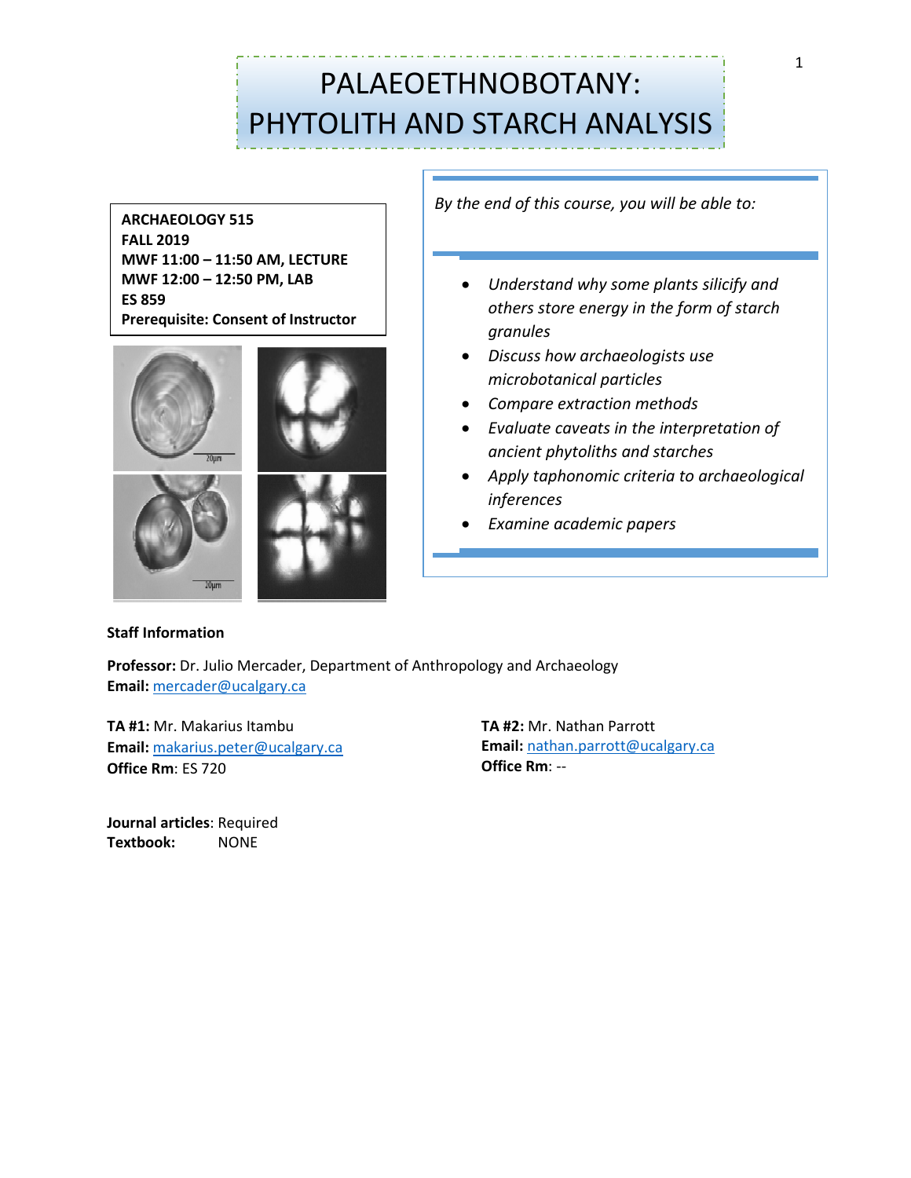# PALAEOETHNOBOTANY: PHYTOLITH AND STARCH ANALYSIS

**ARCHAEOLOGY 515**
**FALL 2019**
**MWF 11:00 – 11:50 AM, LECTURE**
**MWF 12:00 – 12:50 PM, LAB**
**ES 859**
**Prerequisite: Consent of Instructor**

*By the end of this course, you will be able to:*

- *Understand why some plants silicify and others store energy in the form of starch granules*
- *Discuss how archaeologists use microbotanical particles*
- *Compare extraction methods*
- *Evaluate caveats in the interpretation of ancient phytoliths and starches*
- *Apply taphonomic criteria to archaeological inferences*
- *Examine academic papers*

**Staff Information**

**Professor:** Dr. Julio Mercader, Department of Anthropology and Archaeology
**Email:** mercader@ucalgary.ca

**TA #1:** Mr. Makarius Itambu
**Email:** makarius.peter@ucalgary.ca
**Office Rm**: ES 720

**TA #2:** Mr. Nathan Parrott
**Email:** nathan.parrott@ucalgary.ca
**Office Rm**: --

**Journal articles**: Required
**Textbook:** NONE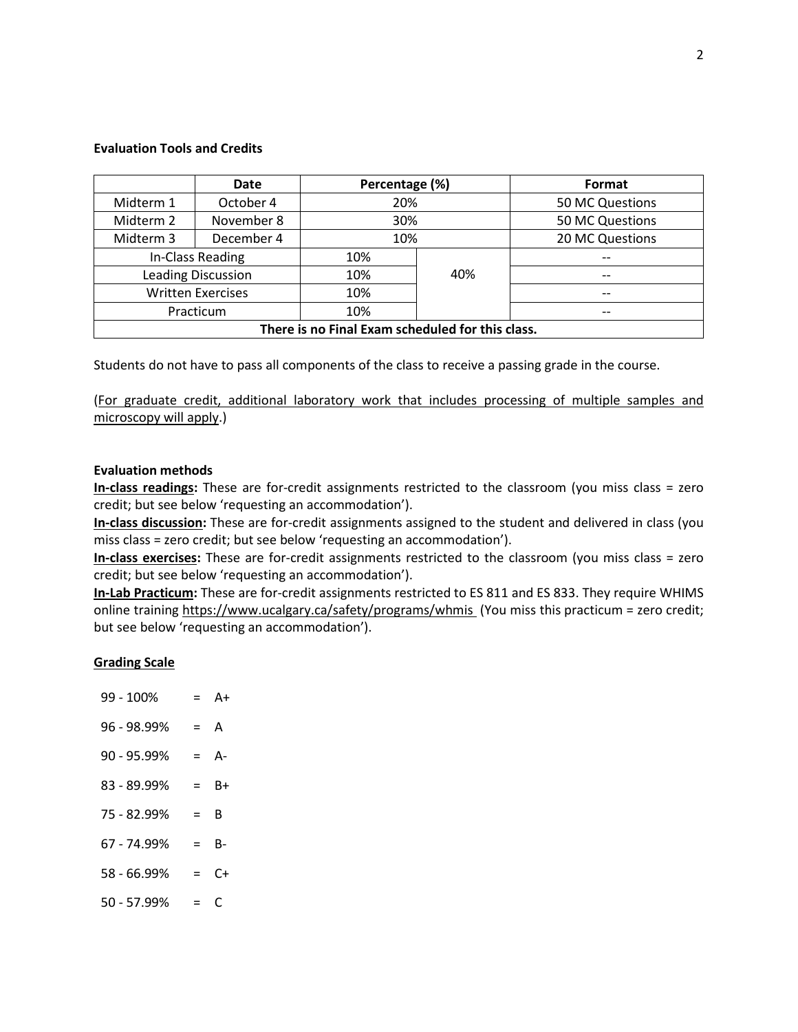**Evaluation Tools and Credits**

| | Date | Percentage (%) | | Format |
|---|---|---|---|---|
| Midterm 1 | October 4 | 20% | | 50 MC Questions |
| Midterm 2 | November 8 | 30% | | 50 MC Questions |
| Midterm 3 | December 4 | 10% | | 20 MC Questions |
| In-Class Reading | | 10% | 40% | -- |
| Leading Discussion | | 10% | | -- |
| Written Exercises | | 10% | | -- |
| Practicum | | 10% | | -- |
| **There is no Final Exam scheduled for this class.** | | | | |

Students do not have to pass all components of the class to receive a passing grade in the course.

(For graduate credit, additional laboratory work that includes processing of multiple samples and microscopy will apply.)

**Evaluation methods**

**In-class readings:** These are for-credit assignments restricted to the classroom (you miss class = zero credit; but see below 'requesting an accommodation').

**In-class discussion:** These are for-credit assignments assigned to the student and delivered in class (you miss class = zero credit; but see below 'requesting an accommodation').

**In-class exercises:** These are for-credit assignments restricted to the classroom (you miss class = zero credit; but see below 'requesting an accommodation').

**In-Lab Practicum:** These are for-credit assignments restricted to ES 811 and ES 833. They require WHIMS online training https://www.ucalgary.ca/safety/programs/whmis (You miss this practicum = zero credit; but see below 'requesting an accommodation').

**Grading Scale**

99 - 100% = A+

96 - 98.99% = A

90 - 95.99% = A-

83 - 89.99% = B+

75 - 82.99% = B

67 - 74.99% = B-

58 - 66.99% = C+

50 - 57.99% = C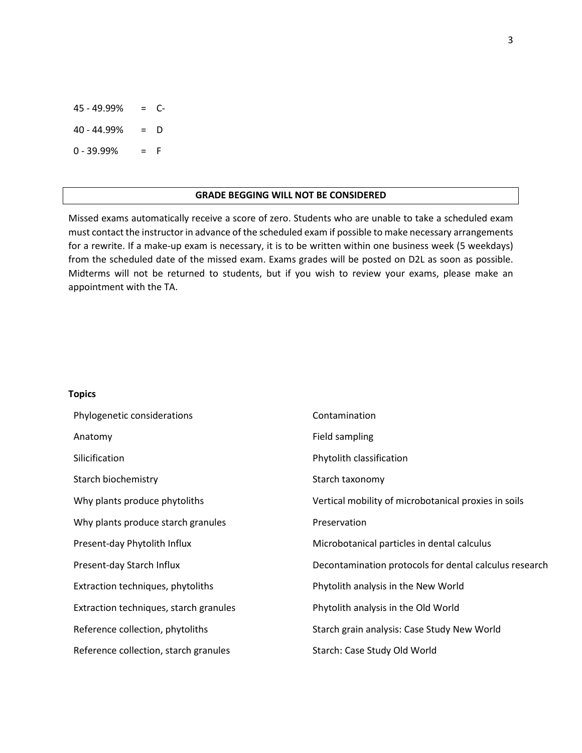45 - 49.99% = C-

40 - 44.99% = D

0 - 39.99% = F

**GRADE BEGGING WILL NOT BE CONSIDERED**

Missed exams automatically receive a score of zero. Students who are unable to take a scheduled exam must contact the instructor in advance of the scheduled exam if possible to make necessary arrangements for a rewrite. If a make-up exam is necessary, it is to be written within one business week (5 weekdays) from the scheduled date of the missed exam. Exams grades will be posted on D2L as soon as possible. Midterms will not be returned to students, but if you wish to review your exams, please make an appointment with the TA.

**Topics**

- Phylogenetic considerations
- Anatomy
- Silicification
- Starch biochemistry
- Why plants produce phytoliths
- Why plants produce starch granules
- Present-day Phytolith Influx
- Present-day Starch Influx
- Extraction techniques, phytoliths
- Extraction techniques, starch granules
- Reference collection, phytoliths
- Reference collection, starch granules
- Contamination
- Field sampling
- Phytolith classification
- Starch taxonomy
- Vertical mobility of microbotanical proxies in soils
- Preservation
- Microbotanical particles in dental calculus
- Decontamination protocols for dental calculus research
- Phytolith analysis in the New World
- Phytolith analysis in the Old World
- Starch grain analysis: Case Study New World
- Starch: Case Study Old World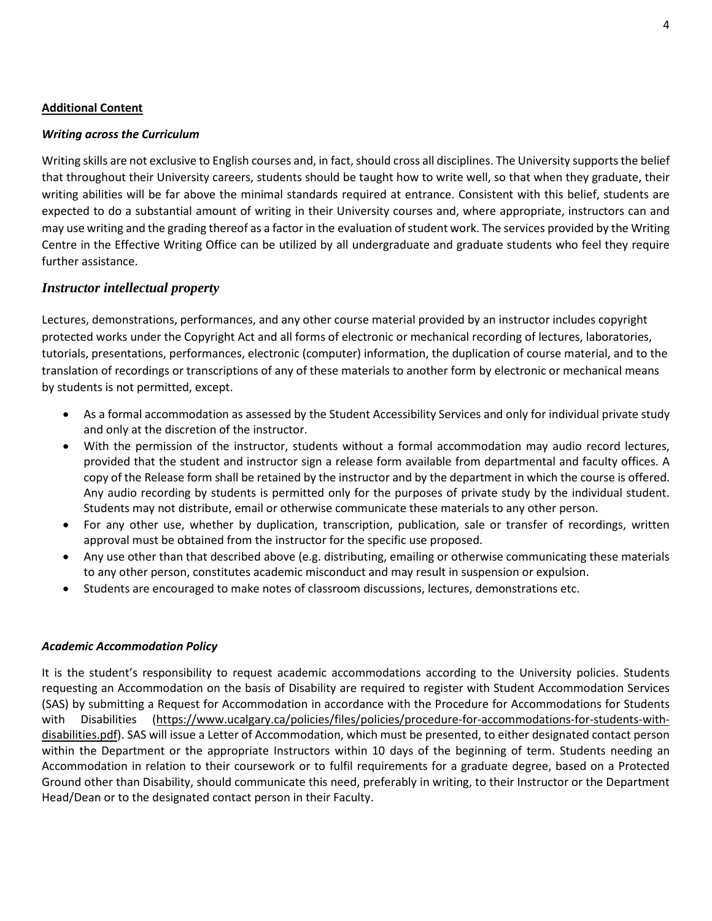## Additional Content

### *Writing across the Curriculum*

Writing skills are not exclusive to English courses and, in fact, should cross all disciplines. The University supports the belief that throughout their University careers, students should be taught how to write well, so that when they graduate, their writing abilities will be far above the minimal standards required at entrance. Consistent with this belief, students are expected to do a substantial amount of writing in their University courses and, where appropriate, instructors can and may use writing and the grading thereof as a factor in the evaluation of student work. The services provided by the Writing Centre in the Effective Writing Office can be utilized by all undergraduate and graduate students who feel they require further assistance.

### *Instructor intellectual property*

Lectures, demonstrations, performances, and any other course material provided by an instructor includes copyright protected works under the Copyright Act and all forms of electronic or mechanical recording of lectures, laboratories, tutorials, presentations, performances, electronic (computer) information, the duplication of course material, and to the translation of recordings or transcriptions of any of these materials to another form by electronic or mechanical means by students is not permitted, except.

- As a formal accommodation as assessed by the Student Accessibility Services and only for individual private study and only at the discretion of the instructor.
- With the permission of the instructor, students without a formal accommodation may audio record lectures, provided that the student and instructor sign a release form available from departmental and faculty offices. A copy of the Release form shall be retained by the instructor and by the department in which the course is offered. Any audio recording by students is permitted only for the purposes of private study by the individual student. Students may not distribute, email or otherwise communicate these materials to any other person.
- For any other use, whether by duplication, transcription, publication, sale or transfer of recordings, written approval must be obtained from the instructor for the specific use proposed.
- Any use other than that described above (e.g. distributing, emailing or otherwise communicating these materials to any other person, constitutes academic misconduct and may result in suspension or expulsion.
- Students are encouraged to make notes of classroom discussions, lectures, demonstrations etc.

### *Academic Accommodation Policy*

It is the student's responsibility to request academic accommodations according to the University policies. Students requesting an Accommodation on the basis of Disability are required to register with Student Accommodation Services (SAS) by submitting a Request for Accommodation in accordance with the Procedure for Accommodations for Students with Disabilities (https://www.ucalgary.ca/policies/files/policies/procedure-for-accommodations-for-students-with-disabilities.pdf). SAS will issue a Letter of Accommodation, which must be presented, to either designated contact person within the Department or the appropriate Instructors within 10 days of the beginning of term. Students needing an Accommodation in relation to their coursework or to fulfil requirements for a graduate degree, based on a Protected Ground other than Disability, should communicate this need, preferably in writing, to their Instructor or the Department Head/Dean or to the designated contact person in their Faculty.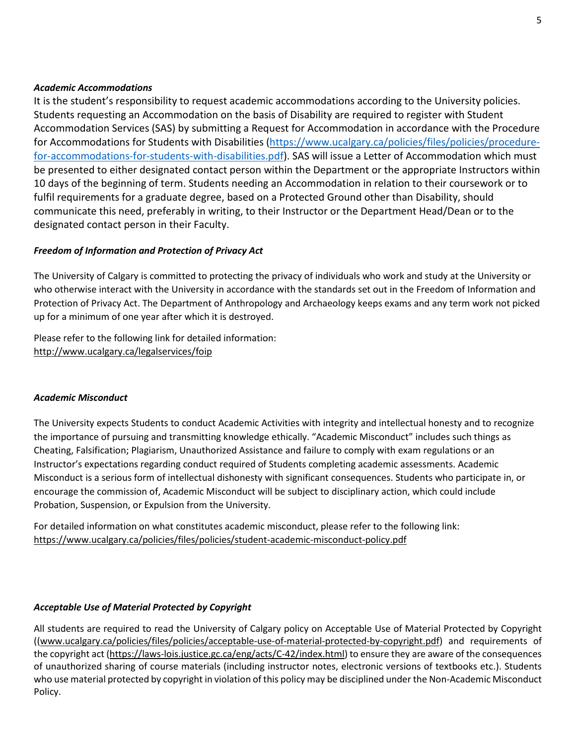### *Academic Accommodations*

It is the student's responsibility to request academic accommodations according to the University policies. Students requesting an Accommodation on the basis of Disability are required to register with Student Accommodation Services (SAS) by submitting a Request for Accommodation in accordance with the Procedure for Accommodations for Students with Disabilities (https://www.ucalgary.ca/policies/files/policies/procedure-for-accommodations-for-students-with-disabilities.pdf). SAS will issue a Letter of Accommodation which must be presented to either designated contact person within the Department or the appropriate Instructors within 10 days of the beginning of term. Students needing an Accommodation in relation to their coursework or to fulfil requirements for a graduate degree, based on a Protected Ground other than Disability, should communicate this need, preferably in writing, to their Instructor or the Department Head/Dean or to the designated contact person in their Faculty.

### *Freedom of Information and Protection of Privacy Act*

The University of Calgary is committed to protecting the privacy of individuals who work and study at the University or who otherwise interact with the University in accordance with the standards set out in the Freedom of Information and Protection of Privacy Act. The Department of Anthropology and Archaeology keeps exams and any term work not picked up for a minimum of one year after which it is destroyed.

Please refer to the following link for detailed information:
http://www.ucalgary.ca/legalservices/foip

### *Academic Misconduct*

The University expects Students to conduct Academic Activities with integrity and intellectual honesty and to recognize the importance of pursuing and transmitting knowledge ethically. "Academic Misconduct" includes such things as Cheating, Falsification; Plagiarism, Unauthorized Assistance and failure to comply with exam regulations or an Instructor's expectations regarding conduct required of Students completing academic assessments. Academic Misconduct is a serious form of intellectual dishonesty with significant consequences. Students who participate in, or encourage the commission of, Academic Misconduct will be subject to disciplinary action, which could include Probation, Suspension, or Expulsion from the University.

For detailed information on what constitutes academic misconduct, please refer to the following link:
https://www.ucalgary.ca/policies/files/policies/student-academic-misconduct-policy.pdf

### *Acceptable Use of Material Protected by Copyright*

All students are required to read the University of Calgary policy on Acceptable Use of Material Protected by Copyright ((www.ucalgary.ca/policies/files/policies/acceptable-use-of-material-protected-by-copyright.pdf) and requirements of the copyright act (https://laws-lois.justice.gc.ca/eng/acts/C-42/index.html) to ensure they are aware of the consequences of unauthorized sharing of course materials (including instructor notes, electronic versions of textbooks etc.). Students who use material protected by copyright in violation of this policy may be disciplined under the Non-Academic Misconduct Policy.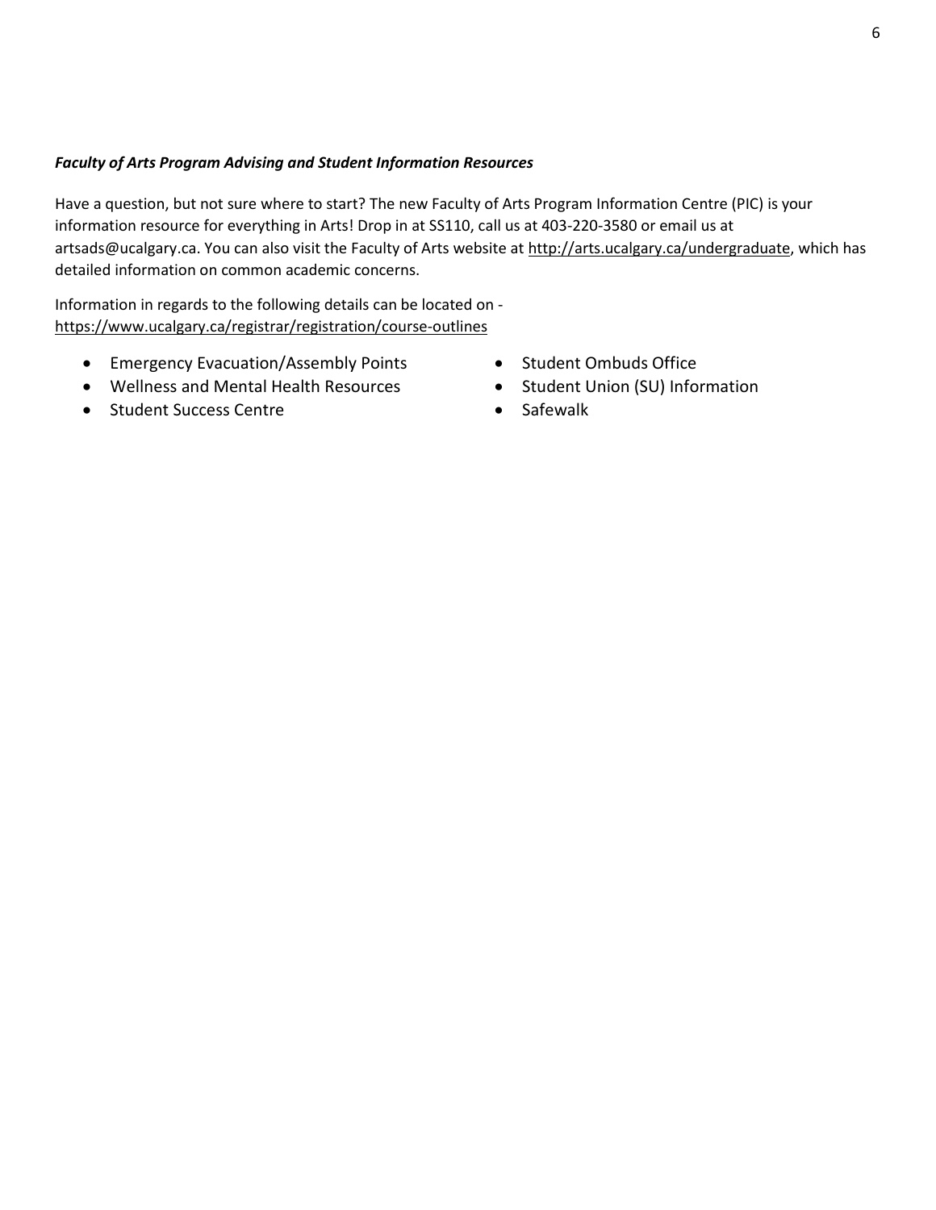***Faculty of Arts Program Advising and Student Information Resources***

Have a question, but not sure where to start? The new Faculty of Arts Program Information Centre (PIC) is your information resource for everything in Arts! Drop in at SS110, call us at 403-220-3580 or email us at artsads@ucalgary.ca. You can also visit the Faculty of Arts website at http://arts.ucalgary.ca/undergraduate, which has detailed information on common academic concerns.

Information in regards to the following details can be located on - https://www.ucalgary.ca/registrar/registration/course-outlines

- Emergency Evacuation/Assembly Points
- Wellness and Mental Health Resources
- Student Success Centre
- Student Ombuds Office
- Student Union (SU) Information
- Safewalk